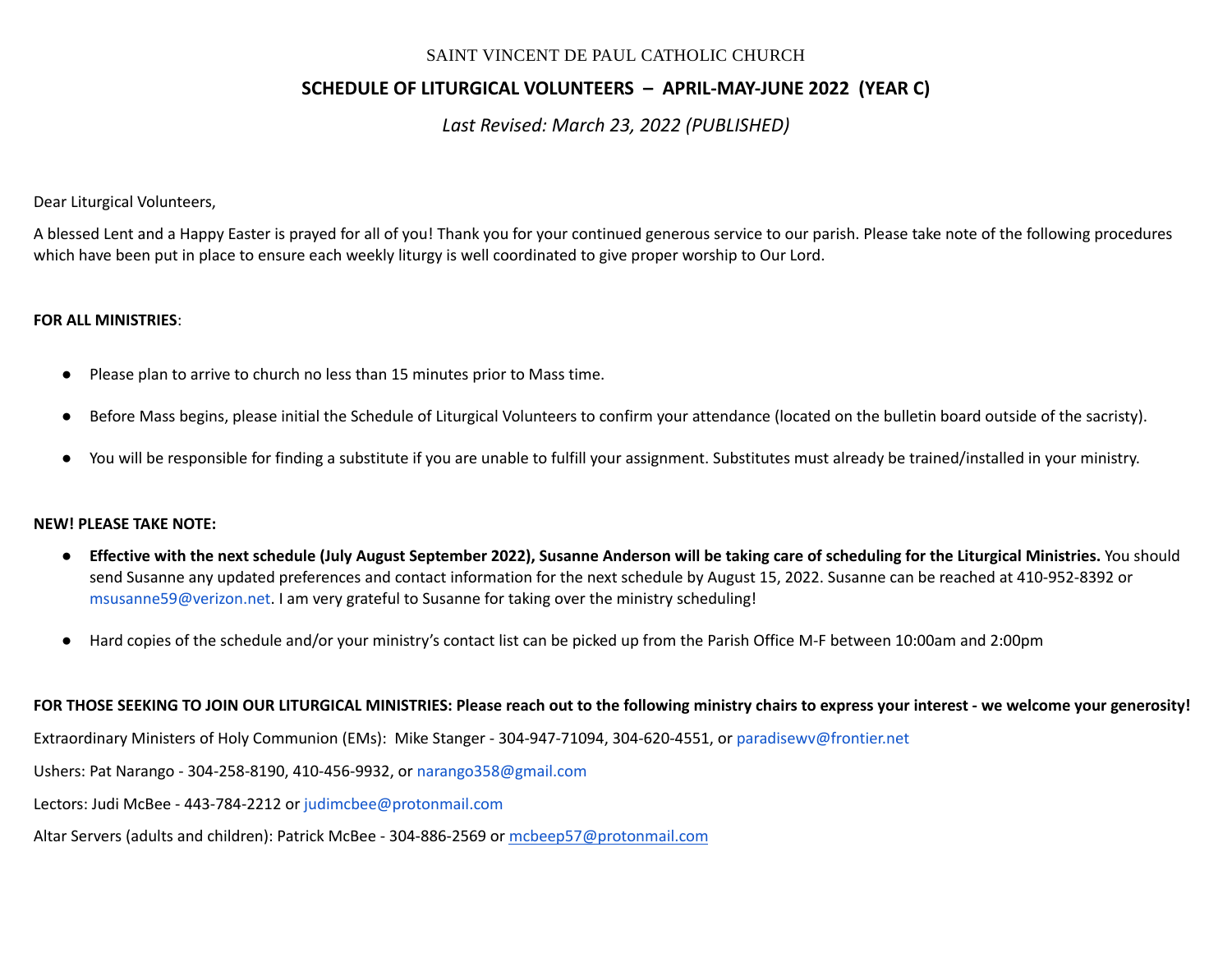SAINT VINCENT DE PAUL CATHOLIC CHURCH

# SCHEDULE OF LITURGICAL VOLUNTEERS – APRIL-MAY-JUNE 2022 (YEAR C)

*Last Revised: March 23, 2022 (PUBLISHED)*

Dear Liturgical Volunteers,

A blessed Lent and a Happy Easter is prayed for all of you! Thank you for your continued generous service to our parish. Please take note of the following procedures which have been put in place to ensure each weekly liturgy is well coordinated to give proper worship to Our Lord.

**FOR ALL MINISTRIES**:

- Please plan to arrive to church no less than 15 minutes prior to Mass time.
- Before Mass begins, please initial the Schedule of Liturgical Volunteers to confirm your attendance (located on the bulletin board outside of the sacristy).
- You will be responsible for finding a substitute if you are unable to fulfill your assignment. Substitutes must already be trained/installed in your ministry.

**NEW! PLEASE TAKE NOTE:**

- **Effective with the next schedule (July August September 2022), Susanne Anderson will be taking care of scheduling for the Liturgical Ministries.** You should send Susanne any updated preferences and contact information for the next schedule by August 15, 2022. Susanne can be reached at 410-952-8392 or msusanne59@verizon.net. I am very grateful to Susanne for taking over the ministry scheduling!
- Hard copies of the schedule and/or your ministry's contact list can be picked up from the Parish Office M-F between 10:00am and 2:00pm

**FOR THOSE SEEKING TO JOIN OUR LITURGICAL MINISTRIES: Please reach out to the following ministry chairs to express your interest - we welcome your generosity!**

Extraordinary Ministers of Holy Communion (EMs): Mike Stanger - 304-947-71094, 304-620-4551, or paradisewv@frontier.net

Ushers: Pat Narango - 304-258-8190, 410-456-9932, or narango358@gmail.com

Lectors: Judi McBee - 443-784-2212 or judimcbee@protonmail.com

Altar Servers (adults and children): Patrick McBee - 304-886-2569 or mcbeep57@protonmail.com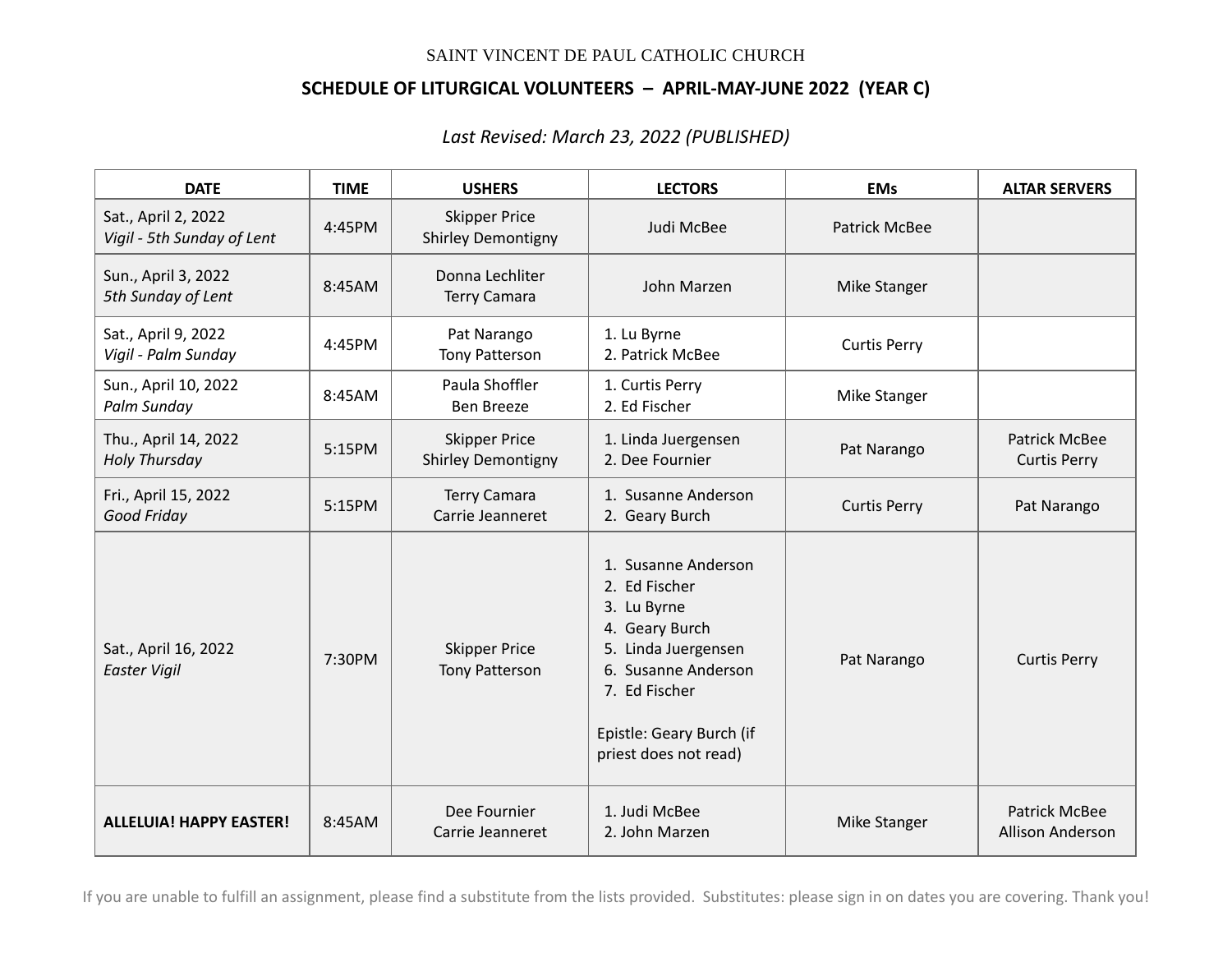SAINT VINCENT DE PAUL CATHOLIC CHURCH

**SCHEDULE OF LITURGICAL VOLUNTEERS – APRIL-MAY-JUNE 2022 (YEAR C)**

*Last Revised: March 23, 2022 (PUBLISHED)*

| DATE | TIME | USHERS | LECTORS | EMs | ALTAR SERVERS |
|---|---|---|---|---|---|
| Sat., April 2, 2022<br>*Vigil - 5th Sunday of Lent* | 4:45PM | Skipper Price<br>Shirley Demontigny | Judi McBee | Patrick McBee | |
| Sun., April 3, 2022<br>*5th Sunday of Lent* | 8:45AM | Donna Lechliter<br>Terry Camara | John Marzen | Mike Stanger | |
| Sat., April 9, 2022<br>*Vigil - Palm Sunday* | 4:45PM | Pat Narango<br>Tony Patterson | 1. Lu Byrne<br>2. Patrick McBee | Curtis Perry | |
| Sun., April 10, 2022<br>*Palm Sunday* | 8:45AM | Paula Shoffler<br>Ben Breeze | 1. Curtis Perry<br>2. Ed Fischer | Mike Stanger | |
| Thu., April 14, 2022<br>*Holy Thursday* | 5:15PM | Skipper Price<br>Shirley Demontigny | 1. Linda Juergensen<br>2. Dee Fournier | Pat Narango | Patrick McBee<br>Curtis Perry |
| Fri., April 15, 2022<br>*Good Friday* | 5:15PM | Terry Camara<br>Carrie Jeanneret | 1. Susanne Anderson<br>2. Geary Burch | Curtis Perry | Pat Narango |
| Sat., April 16, 2022<br>*Easter Vigil* | 7:30PM | Skipper Price<br>Tony Patterson | 1. Susanne Anderson<br>2. Ed Fischer<br>3. Lu Byrne<br>4. Geary Burch<br>5. Linda Juergensen<br>6. Susanne Anderson<br>7. Ed Fischer<br><br>Epistle: Geary Burch (if priest does not read) | Pat Narango | Curtis Perry |
| **ALLELUIA! HAPPY EASTER!** | 8:45AM | Dee Fournier<br>Carrie Jeanneret | 1. Judi McBee<br>2. John Marzen | Mike Stanger | Patrick McBee<br>Allison Anderson |

If you are unable to fulfill an assignment, please find a substitute from the lists provided. Substitutes: please sign in on dates you are covering. Thank you!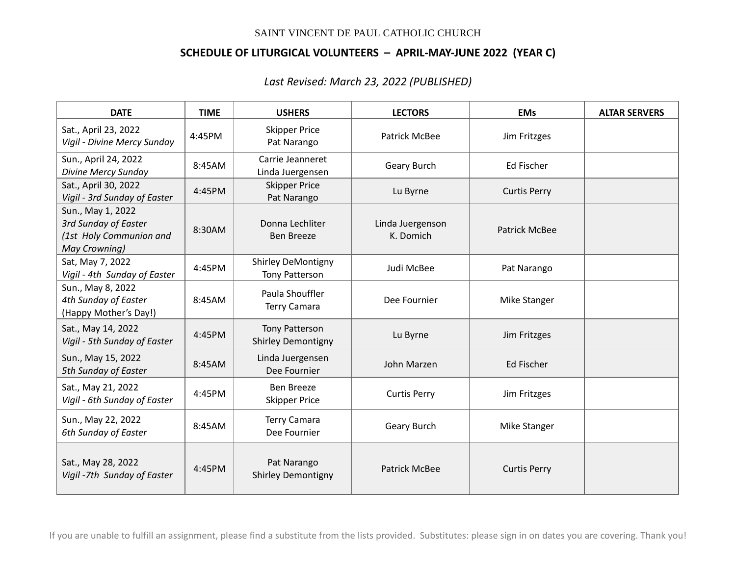SAINT VINCENT DE PAUL CATHOLIC CHURCH

**SCHEDULE OF LITURGICAL VOLUNTEERS – APRIL-MAY-JUNE 2022 (YEAR C)**

*Last Revised: March 23, 2022 (PUBLISHED)*

| DATE | TIME | USHERS | LECTORS | EMs | ALTAR SERVERS |
|---|---|---|---|---|---|
| Sat., April 23, 2022<br>*Vigil - Divine Mercy Sunday* | 4:45PM | Skipper Price<br>Pat Narango | Patrick McBee | Jim Fritzges | |
| Sun., April 24, 2022<br>*Divine Mercy Sunday* | 8:45AM | Carrie Jeanneret<br>Linda Juergensen | Geary Burch | Ed Fischer | |
| Sat., April 30, 2022<br>*Vigil - 3rd Sunday of Easter* | 4:45PM | Skipper Price<br>Pat Narango | Lu Byrne | Curtis Perry | |
| Sun., May 1, 2022<br>*3rd Sunday of Easter*<br>*(1st Holy Communion and May Crowning)* | 8:30AM | Donna Lechliter<br>Ben Breeze | Linda Juergenson<br>K. Domich | Patrick McBee | |
| Sat, May 7, 2022<br>*Vigil - 4th Sunday of Easter* | 4:45PM | Shirley DeMontigny<br>Tony Patterson | Judi McBee | Pat Narango | |
| Sun., May 8, 2022<br>*4th Sunday of Easter*<br>(Happy Mother's Day!) | 8:45AM | Paula Shouffler<br>Terry Camara | Dee Fournier | Mike Stanger | |
| Sat., May 14, 2022<br>*Vigil - 5th Sunday of Easter* | 4:45PM | Tony Patterson<br>Shirley Demontigny | Lu Byrne | Jim Fritzges | |
| Sun., May 15, 2022<br>*5th Sunday of Easter* | 8:45AM | Linda Juergensen<br>Dee Fournier | John Marzen | Ed Fischer | |
| Sat., May 21, 2022<br>*Vigil - 6th Sunday of Easter* | 4:45PM | Ben Breeze<br>Skipper Price | Curtis Perry | Jim Fritzges | |
| Sun., May 22, 2022<br>*6th Sunday of Easter* | 8:45AM | Terry Camara<br>Dee Fournier | Geary Burch | Mike Stanger | |
| Sat., May 28, 2022<br>*Vigil -7th Sunday of Easter* | 4:45PM | Pat Narango<br>Shirley Demontigny | Patrick McBee | Curtis Perry | |

If you are unable to fulfill an assignment, please find a substitute from the lists provided. Substitutes: please sign in on dates you are covering. Thank you!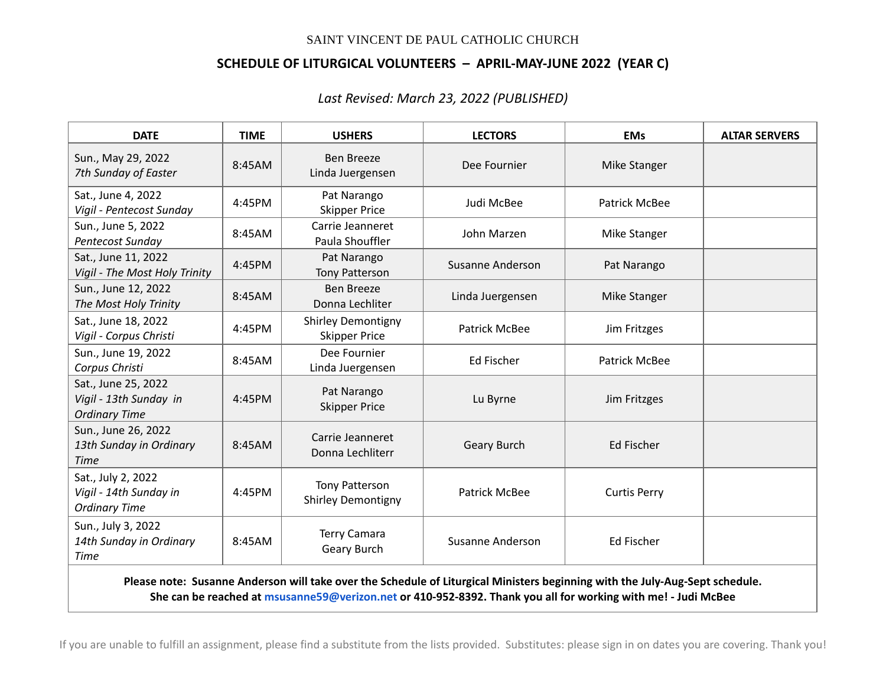SAINT VINCENT DE PAUL CATHOLIC CHURCH

## SCHEDULE OF LITURGICAL VOLUNTEERS – APRIL-MAY-JUNE 2022 (YEAR C)

*Last Revised: March 23, 2022 (PUBLISHED)*

| DATE | TIME | USHERS | LECTORS | EMs | ALTAR SERVERS |
|---|---|---|---|---|---|
| Sun., May 29, 2022 *7th Sunday of Easter* | 8:45AM | Ben Breeze Linda Juergensen | Dee Fournier | Mike Stanger | |
| Sat., June 4, 2022 *Vigil - Pentecost Sunday* | 4:45PM | Pat Narango Skipper Price | Judi McBee | Patrick McBee | |
| Sun., June 5, 2022 *Pentecost Sunday* | 8:45AM | Carrie Jeanneret Paula Shouffler | John Marzen | Mike Stanger | |
| Sat., June 11, 2022 *Vigil - The Most Holy Trinity* | 4:45PM | Pat Narango Tony Patterson | Susanne Anderson | Pat Narango | |
| Sun., June 12, 2022 *The Most Holy Trinity* | 8:45AM | Ben Breeze Donna Lechliter | Linda Juergensen | Mike Stanger | |
| Sat., June 18, 2022 *Vigil - Corpus Christi* | 4:45PM | Shirley Demontigny Skipper Price | Patrick McBee | Jim Fritzges | |
| Sun., June 19, 2022 *Corpus Christi* | 8:45AM | Dee Fournier Linda Juergensen | Ed Fischer | Patrick McBee | |
| Sat., June 25, 2022 *Vigil - 13th Sunday in Ordinary Time* | 4:45PM | Pat Narango Skipper Price | Lu Byrne | Jim Fritzges | |
| Sun., June 26, 2022 *13th Sunday in Ordinary Time* | 8:45AM | Carrie Jeanneret Donna Lechliterr | Geary Burch | Ed Fischer | |
| Sat., July 2, 2022 *Vigil - 14th Sunday in Ordinary Time* | 4:45PM | Tony Patterson Shirley Demontigny | Patrick McBee | Curtis Perry | |
| Sun., July 3, 2022 *14th Sunday in Ordinary Time* | 8:45AM | Terry Camara Geary Burch | Susanne Anderson | Ed Fischer | |

**Please note: Susanne Anderson will take over the Schedule of Liturgical Ministers beginning with the July-Aug-Sept schedule. She can be reached at msusanne59@verizon.net or 410-952-8392. Thank you all for working with me! - Judi McBee**

If you are unable to fulfill an assignment, please find a substitute from the lists provided. Substitutes: please sign in on dates you are covering. Thank you!